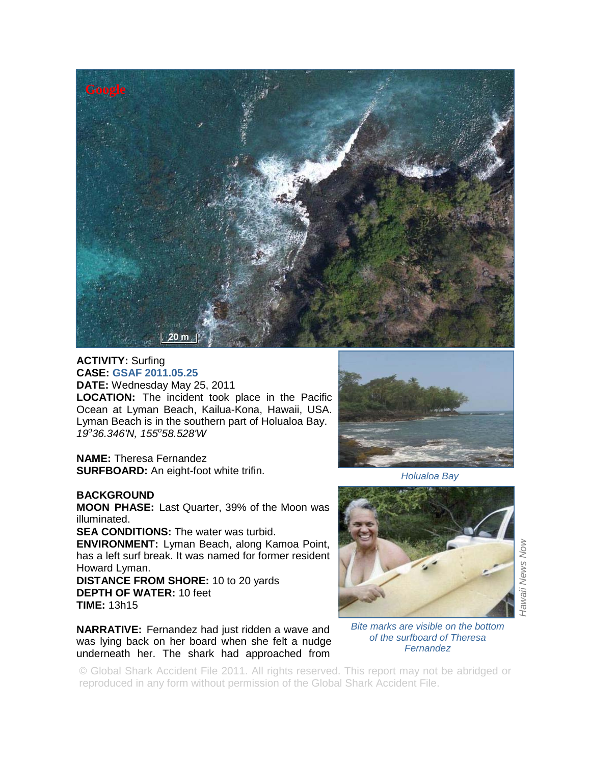**ACTIVITY:** Surfing
**CASE:** GSAF 2011.05.25
**DATE:** Wednesday May 25, 2011
**LOCATION:** The incident took place in the Pacific Ocean at Lyman Beach, Kailua-Kona, Hawaii, USA. Lyman Beach is in the southern part of Holualoa Bay.
*19°36.346'N, 155°58.528'W*

**NAME:** Theresa Fernandez
**SURFBOARD:** An eight-foot white trifin.

*Holualoa Bay*

**BACKGROUND**
**MOON PHASE:** Last Quarter, 39% of the Moon was illuminated.
**SEA CONDITIONS:** The water was turbid.
**ENVIRONMENT:** Lyman Beach, along Kamoa Point, has a left surf break. It was named for former resident Howard Lyman.
**DISTANCE FROM SHORE:** 10 to 20 yards
**DEPTH OF WATER:** 10 feet
**TIME:** 13h15

*Bite marks are visible on the bottom of the surfboard of Theresa Fernandez*

*Hawaii News Now*

**NARRATIVE:** Fernandez had just ridden a wave and was lying back on her board when she felt a nudge underneath her. The shark had approached from

© Global Shark Accident File 2011. All rights reserved. This report may not be abridged or reproduced in any form without permission of the Global Shark Accident File.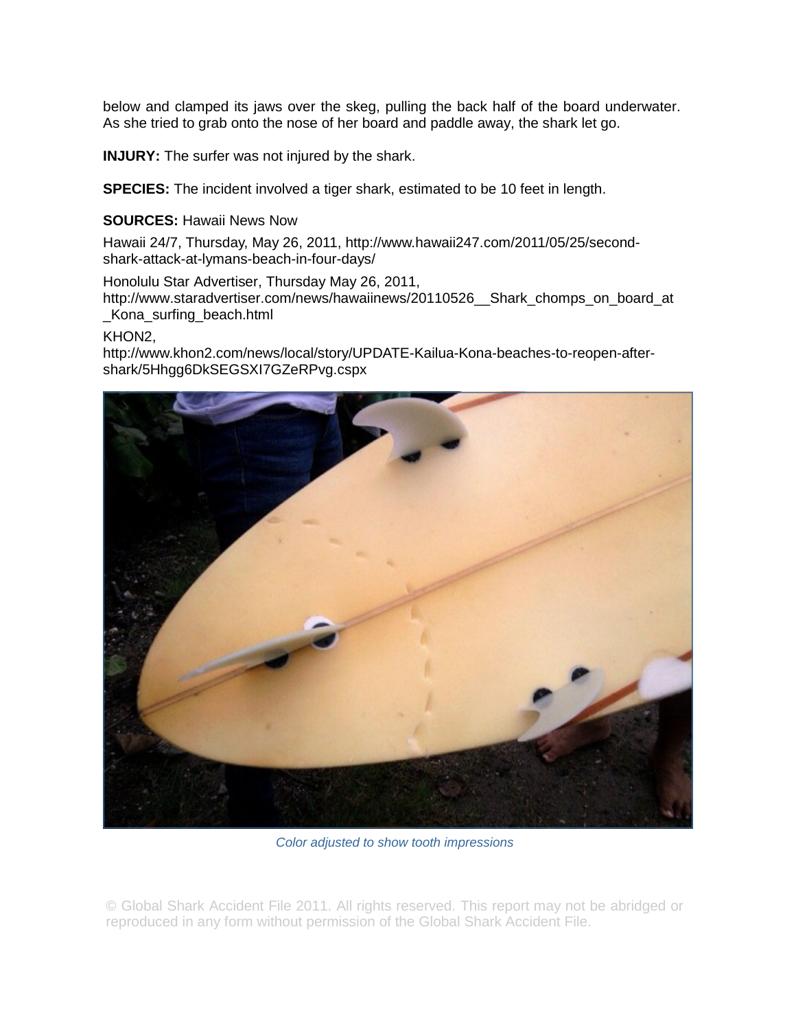below and clamped its jaws over the skeg, pulling the back half of the board underwater. As she tried to grab onto the nose of her board and paddle away, the shark let go.

**INJURY:** The surfer was not injured by the shark.

**SPECIES:** The incident involved a tiger shark, estimated to be 10 feet in length.

**SOURCES:** Hawaii News Now

Hawaii 24/7, Thursday, May 26, 2011, http://www.hawaii247.com/2011/05/25/second-shark-attack-at-lymans-beach-in-four-days/

Honolulu Star Advertiser, Thursday May 26, 2011, http://www.staradvertiser.com/news/hawaiinews/20110526__Shark_chomps_on_board_at_Kona_surfing_beach.html

KHON2, http://www.khon2.com/news/local/story/UPDATE-Kailua-Kona-beaches-to-reopen-after-shark/5Hhgg6DkSEGSXI7GZeRPvg.cspx

*Color adjusted to show tooth impressions*

© Global Shark Accident File 2011. All rights reserved. This report may not be abridged or reproduced in any form without permission of the Global Shark Accident File.